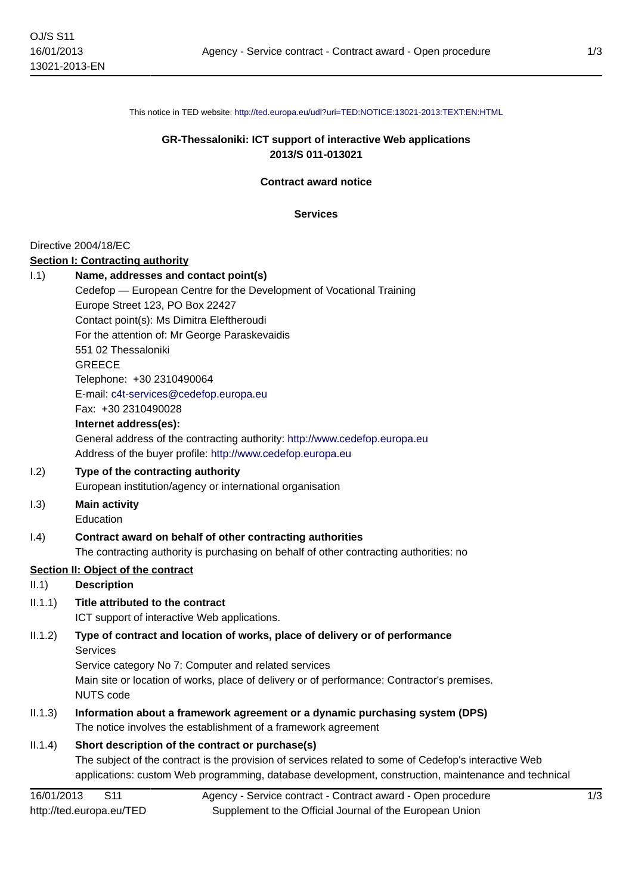This notice in TED website: http://ted.europa.eu/udl?uri=TED:NOTICE:13021-2013:TEXT:EN:HTML

**GR-Thessaloniki: ICT support of interactive Web applications**
**2013/S 011-013021**

**Contract award notice**

**Services**

Directive 2004/18/EC

**Section I: Contracting authority**

I.1) **Name, addresses and contact point(s)**

Cedefop — European Centre for the Development of Vocational Training
Europe Street 123, PO Box 22427
Contact point(s): Ms Dimitra Eleftheroudi
For the attention of: Mr George Paraskevaidis
551 02 Thessaloniki
GREECE
Telephone: +30 2310490064
E-mail: c4t-services@cedefop.europa.eu
Fax: +30 2310490028

**Internet address(es):**

General address of the contracting authority: http://www.cedefop.europa.eu
Address of the buyer profile: http://www.cedefop.europa.eu

I.2) **Type of the contracting authority**

European institution/agency or international organisation

I.3) **Main activity**

Education

I.4) **Contract award on behalf of other contracting authorities**

The contracting authority is purchasing on behalf of other contracting authorities: no

**Section II: Object of the contract**

II.1) **Description**

II.1.1) **Title attributed to the contract**

ICT support of interactive Web applications.

II.1.2) **Type of contract and location of works, place of delivery or of performance**

Services
Service category No 7: Computer and related services
Main site or location of works, place of delivery or of performance: Contractor's premises.
NUTS code

II.1.3) **Information about a framework agreement or a dynamic purchasing system (DPS)**

The notice involves the establishment of a framework agreement

II.1.4) **Short description of the contract or purchase(s)**

The subject of the contract is the provision of services related to some of Cedefop's interactive Web applications: custom Web programming, database development, construction, maintenance and technical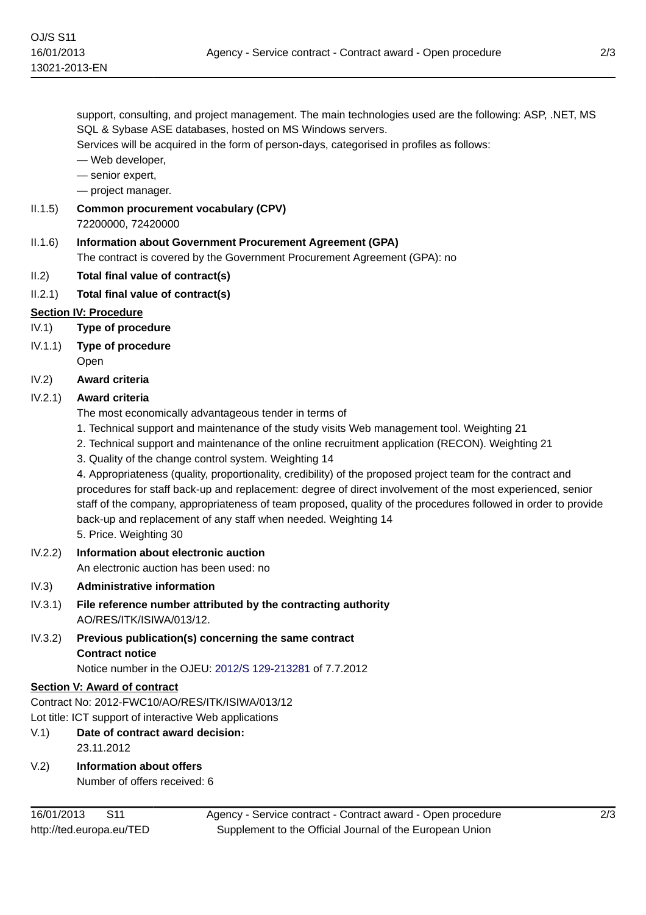support, consulting, and project management. The main technologies used are the following: ASP, .NET, MS SQL & Sybase ASE databases, hosted on MS Windows servers.
Services will be acquired in the form of person-days, categorised in profiles as follows:
— Web developer,
— senior expert,
— project manager.

II.1.5) **Common procurement vocabulary (CPV)**
72200000, 72420000

II.1.6) **Information about Government Procurement Agreement (GPA)**
The contract is covered by the Government Procurement Agreement (GPA): no

II.2) **Total final value of contract(s)**

II.2.1) **Total final value of contract(s)**

## Section IV: Procedure

IV.1) **Type of procedure**

IV.1.1) **Type of procedure**
Open

IV.2) **Award criteria**

IV.2.1) **Award criteria**
The most economically advantageous tender in terms of
1. Technical support and maintenance of the study visits Web management tool. Weighting 21
2. Technical support and maintenance of the online recruitment application (RECON). Weighting 21
3. Quality of the change control system. Weighting 14
4. Appropriateness (quality, proportionality, credibility) of the proposed project team for the contract and procedures for staff back-up and replacement: degree of direct involvement of the most experienced, senior staff of the company, appropriateness of team proposed, quality of the procedures followed in order to provide back-up and replacement of any staff when needed. Weighting 14
5. Price. Weighting 30

IV.2.2) **Information about electronic auction**
An electronic auction has been used: no

IV.3) **Administrative information**

IV.3.1) **File reference number attributed by the contracting authority**
AO/RES/ITK/ISIWA/013/12.

IV.3.2) **Previous publication(s) concerning the same contract**
**Contract notice**
Notice number in the OJEU: 2012/S 129-213281 of 7.7.2012

## Section V: Award of contract

Contract No: 2012-FWC10/AO/RES/ITK/ISIWA/013/12
Lot title: ICT support of interactive Web applications

V.1) **Date of contract award decision:**
23.11.2012

V.2) **Information about offers**
Number of offers received: 6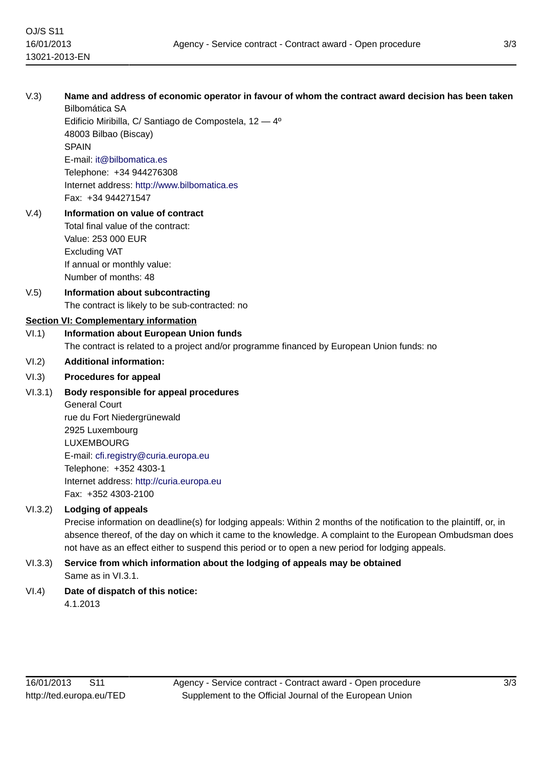**V.3) Name and address of economic operator in favour of whom the contract award decision has been taken**

Bilbomática SA
Edificio Miribilla, C/ Santiago de Compostela, 12 — 4º
48003 Bilbao (Biscay)
SPAIN
E-mail: it@bilbomatica.es
Telephone: +34 944276308
Internet address: http://www.bilbomatica.es
Fax: +34 944271547

**V.4) Information on value of contract**

Total final value of the contract:
Value: 253 000 EUR
Excluding VAT
If annual or monthly value:
Number of months: 48

**V.5) Information about subcontracting**

The contract is likely to be sub-contracted: no

## Section VI: Complementary information

**VI.1) Information about European Union funds**

The contract is related to a project and/or programme financed by European Union funds: no

**VI.2) Additional information:**

**VI.3) Procedures for appeal**

**VI.3.1) Body responsible for appeal procedures**

General Court
rue du Fort Niedergrünewald
2925 Luxembourg
LUXEMBOURG
E-mail: cfi.registry@curia.europa.eu
Telephone: +352 4303-1
Internet address: http://curia.europa.eu
Fax: +352 4303-2100

**VI.3.2) Lodging of appeals**

Precise information on deadline(s) for lodging appeals: Within 2 months of the notification to the plaintiff, or, in absence thereof, of the day on which it came to the knowledge. A complaint to the European Ombudsman does not have as an effect either to suspend this period or to open a new period for lodging appeals.

**VI.3.3) Service from which information about the lodging of appeals may be obtained**

Same as in VI.3.1.

**VI.4) Date of dispatch of this notice:**

4.1.2013